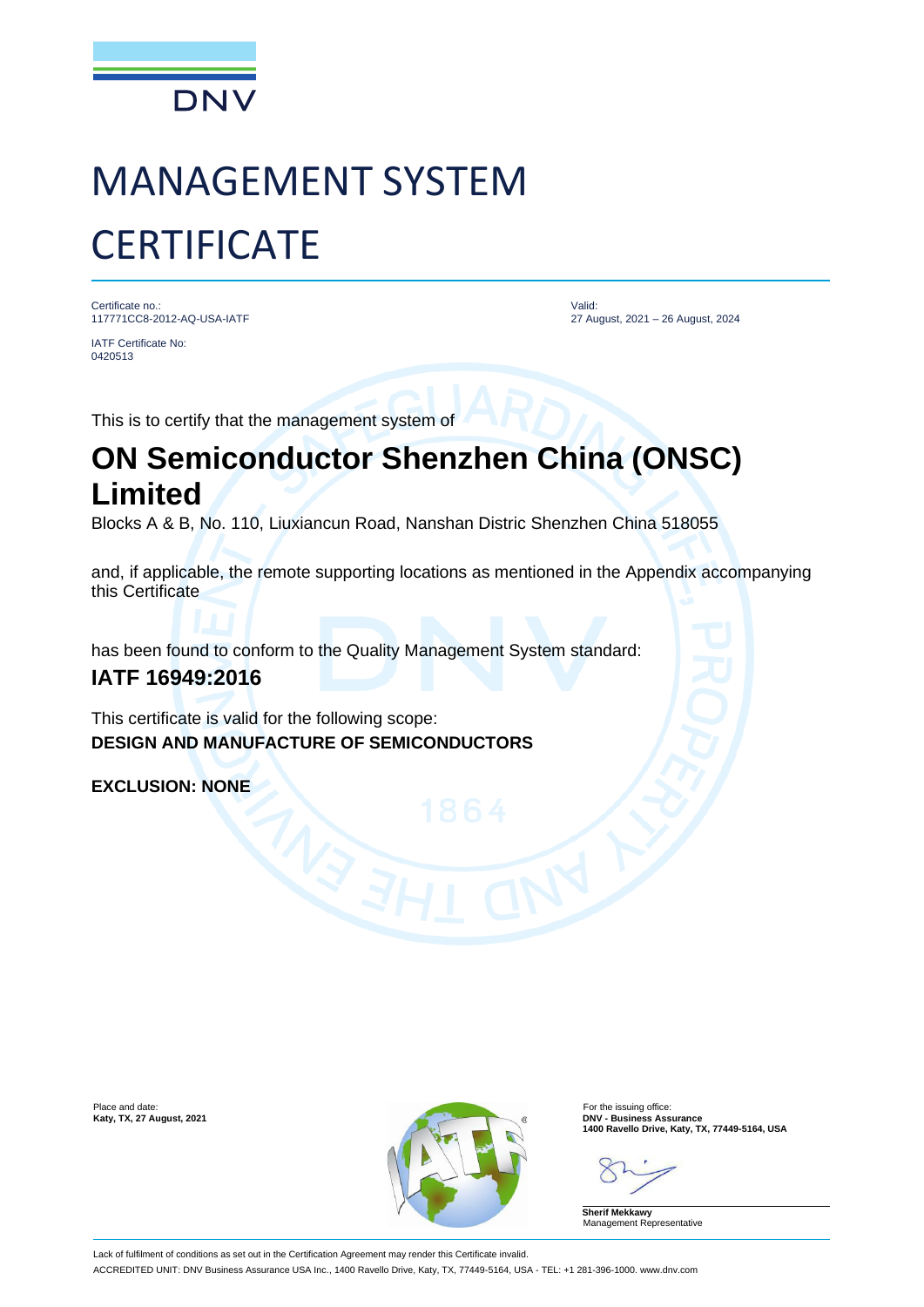DNV

# MANAGEMENT SYSTEM CERTIFICATE

Certificate no.:
117771CC8-2012-AQ-USA-IATF

IATF Certificate No:
0420513

Valid:
27 August, 2021 – 26 August, 2024

This is to certify that the management system of

## ON Semiconductor Shenzhen China (ONSC) Limited

Blocks A & B, No. 110, Liuxiancun Road, Nanshan Distric Shenzhen China 518055

and, if applicable, the remote supporting locations as mentioned in the Appendix accompanying this Certificate

has been found to conform to the Quality Management System standard:

### IATF 16949:2016

This certificate is valid for the following scope:
**DESIGN AND MANUFACTURE OF SEMICONDUCTORS**

**EXCLUSION: NONE**

Place and date:
**Katy, TX, 27 August, 2021**

For the issuing office:
**DNV - Business Assurance**
**1400 Ravello Drive, Katy, TX, 77449-5164, USA**

**Sherif Mekkawy**
Management Representative

Lack of fulfilment of conditions as set out in the Certification Agreement may render this Certificate invalid.
ACCREDITED UNIT: DNV Business Assurance USA Inc., 1400 Ravello Drive, Katy, TX, 77449-5164, USA - TEL: +1 281-396-1000. www.dnv.com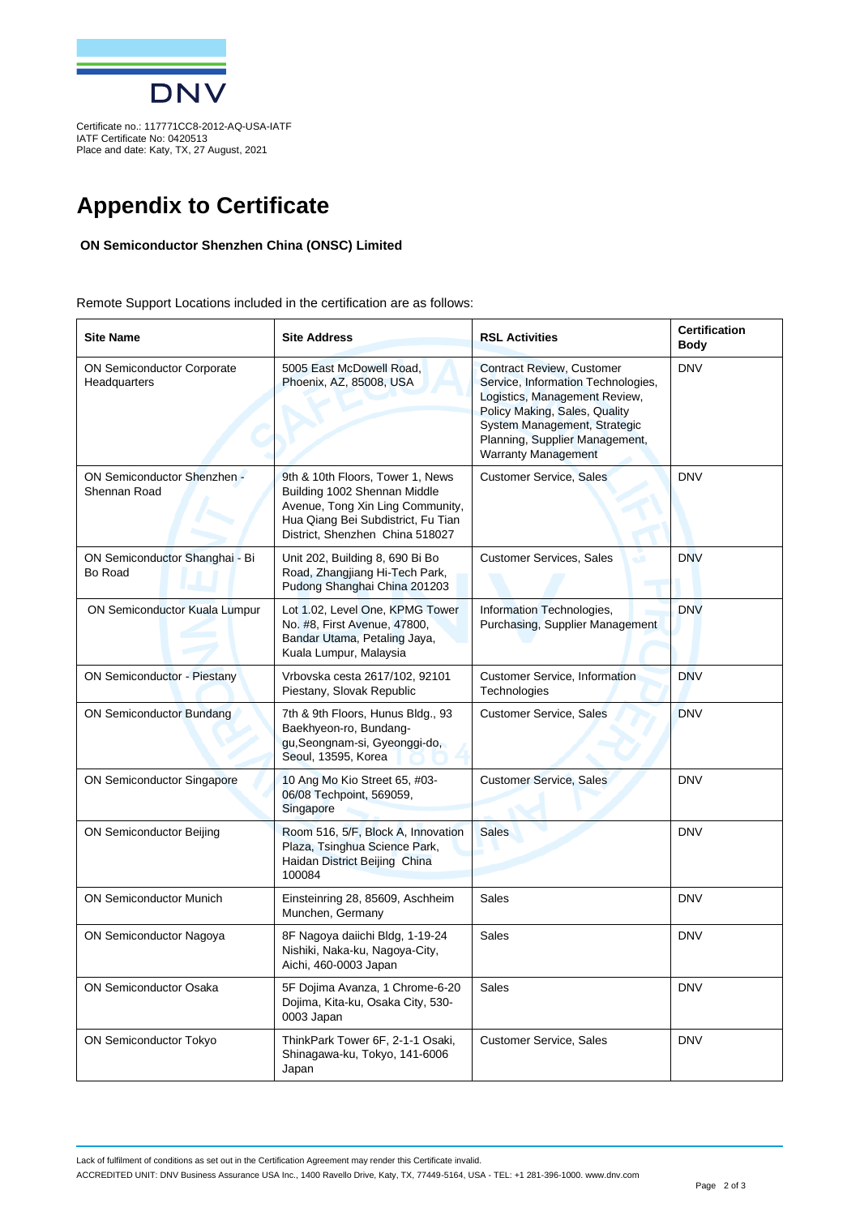Certificate no.: 117771CC8-2012-AQ-USA-IATF
IATF Certificate No: 0420513
Place and date: Katy, TX, 27 August, 2021

# Appendix to Certificate

**ON Semiconductor Shenzhen China (ONSC) Limited**

Remote Support Locations included in the certification are as follows:

| Site Name | Site Address | RSL Activities | Certification Body |
|---|---|---|---|
| ON Semiconductor Corporate Headquarters | 5005 East McDowell Road, Phoenix, AZ, 85008, USA | Contract Review, Customer Service, Information Technologies, Logistics, Management Review, Policy Making, Sales, Quality System Management, Strategic Planning, Supplier Management, Warranty Management | DNV |
| ON Semiconductor Shenzhen - Shennan Road | 9th & 10th Floors, Tower 1, News Building 1002 Shennan Middle Avenue, Tong Xin Ling Community, Hua Qiang Bei Subdistrict, Fu Tian District, Shenzhen China 518027 | Customer Service, Sales | DNV |
| ON Semiconductor Shanghai - Bi Bo Road | Unit 202, Building 8, 690 Bi Bo Road, Zhangjiang Hi-Tech Park, Pudong Shanghai China 201203 | Customer Services, Sales | DNV |
| ON Semiconductor Kuala Lumpur | Lot 1.02, Level One, KPMG Tower No. #8, First Avenue, 47800, Bandar Utama, Petaling Jaya, Kuala Lumpur, Malaysia | Information Technologies, Purchasing, Supplier Management | DNV |
| ON Semiconductor - Piestany | Vrbovska cesta 2617/102, 92101 Piestany, Slovak Republic | Customer Service, Information Technologies | DNV |
| ON Semiconductor Bundang | 7th & 9th Floors, Hunus Bldg., 93 Baekhyeon-ro, Bundang-gu,Seongnam-si, Gyeonggi-do, Seoul, 13595, Korea | Customer Service, Sales | DNV |
| ON Semiconductor Singapore | 10 Ang Mo Kio Street 65, #03-06/08 Techpoint, 569059, Singapore | Customer Service, Sales | DNV |
| ON Semiconductor Beijing | Room 516, 5/F, Block A, Innovation Plaza, Tsinghua Science Park, Haidan District Beijing China 100084 | Sales | DNV |
| ON Semiconductor Munich | Einsteinring 28, 85609, Aschheim Munchen, Germany | Sales | DNV |
| ON Semiconductor Nagoya | 8F Nagoya daiichi Bldg, 1-19-24 Nishiki, Naka-ku, Nagoya-City, Aichi, 460-0003 Japan | Sales | DNV |
| ON Semiconductor Osaka | 5F Dojima Avanza, 1 Chrome-6-20 Dojima, Kita-ku, Osaka City, 530-0003 Japan | Sales | DNV |
| ON Semiconductor Tokyo | ThinkPark Tower 6F, 2-1-1 Osaki, Shinagawa-ku, Tokyo, 141-6006 Japan | Customer Service, Sales | DNV |

Lack of fulfilment of conditions as set out in the Certification Agreement may render this Certificate invalid.

ACCREDITED UNIT: DNV Business Assurance USA Inc., 1400 Ravello Drive, Katy, TX, 77449-5164, USA - TEL: +1 281-396-1000. www.dnv.com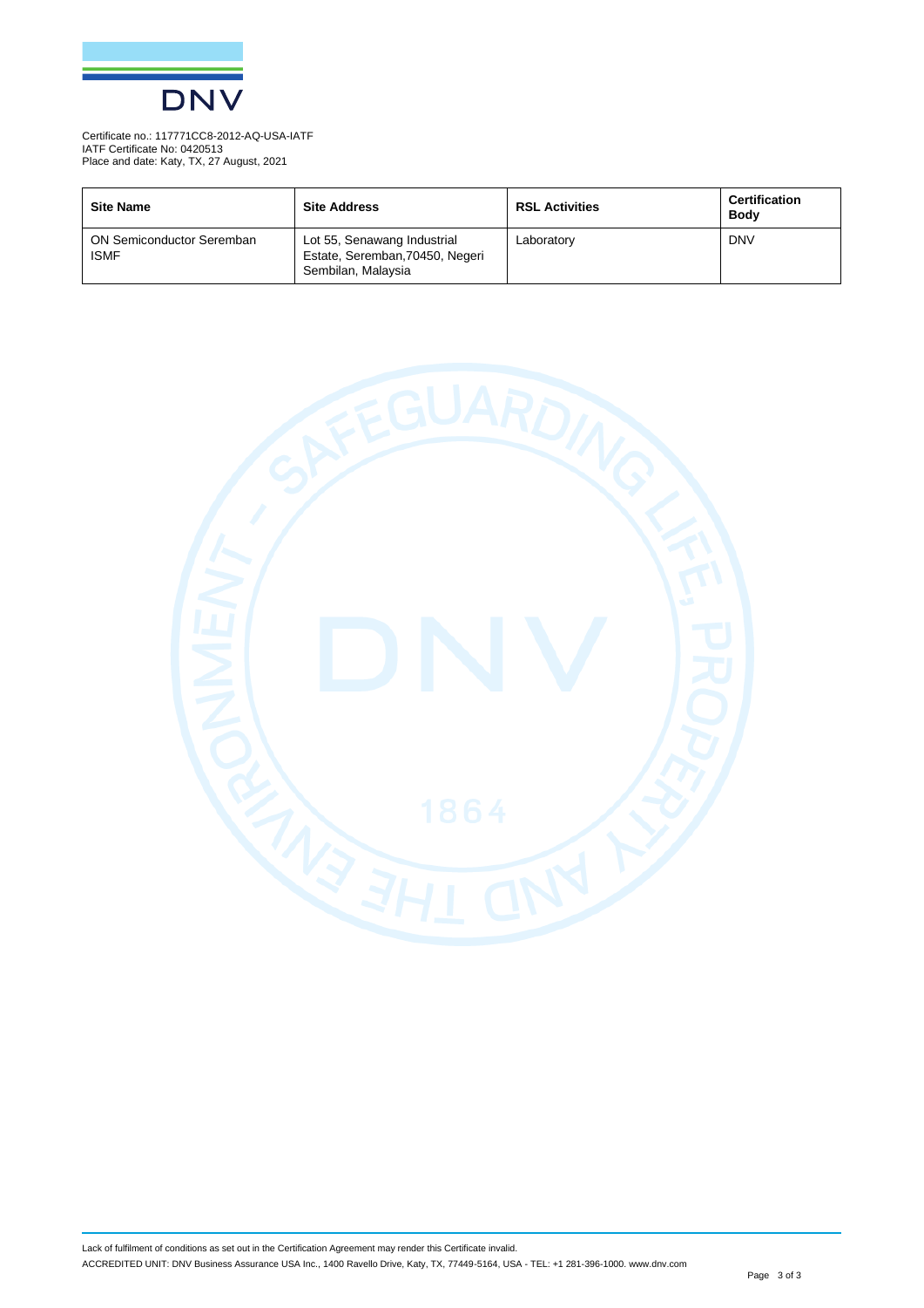Certificate no.: 117771CC8-2012-AQ-USA-IATF
IATF Certificate No: 0420513
Place and date: Katy, TX, 27 August, 2021

| Site Name | Site Address | RSL Activities | Certification Body |
|---|---|---|---|
| ON Semiconductor Seremban ISMF | Lot 55, Senawang Industrial Estate, Seremban,70450, Negeri Sembilan, Malaysia | Laboratory | DNV |

Lack of fulfilment of conditions as set out in the Certification Agreement may render this Certificate invalid.

ACCREDITED UNIT: DNV Business Assurance USA Inc., 1400 Ravello Drive, Katy, TX, 77449-5164, USA - TEL: +1 281-396-1000. www.dnv.com